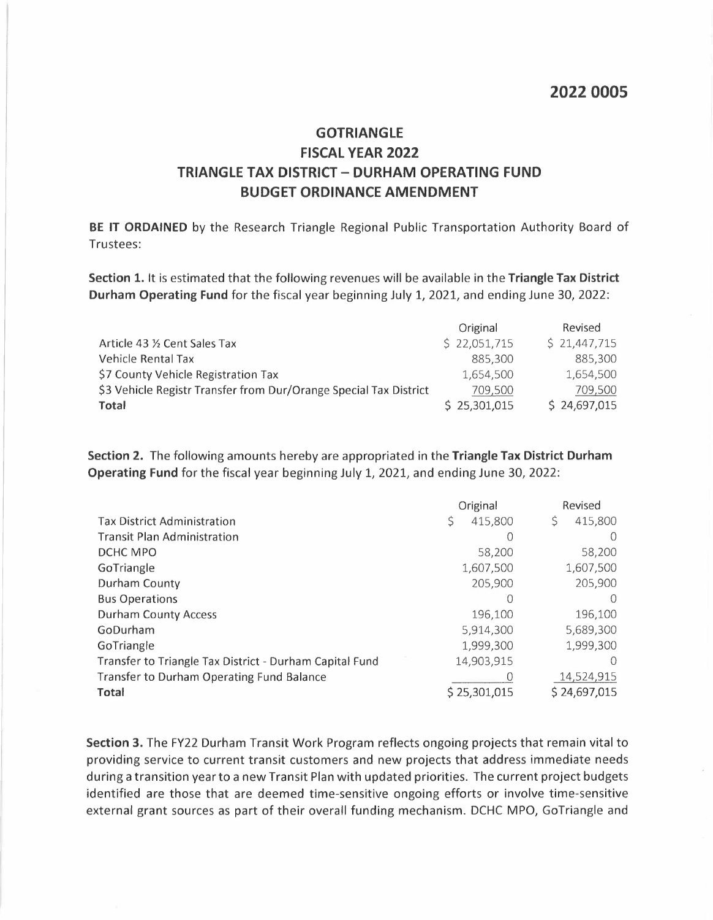2022 0005

# GOTRIANGLE
# FISCAL YEAR 2022
# TRIANGLE TAX DISTRICT – DURHAM OPERATING FUND
# BUDGET ORDINANCE AMENDMENT

**BE IT ORDAINED** by the Research Triangle Regional Public Transportation Authority Board of Trustees:

**Section 1.** It is estimated that the following revenues will be available in the **Triangle Tax District Durham Operating Fund** for the fiscal year beginning July 1, 2021, and ending June 30, 2022:

| | Original | Revised |
|---|---|---|
| Article 43 ½ Cent Sales Tax | $ 22,051,715 | $ 21,447,715 |
| Vehicle Rental Tax | 885,300 | 885,300 |
| $7 County Vehicle Registration Tax | 1,654,500 | 1,654,500 |
| $3 Vehicle Registr Transfer from Dur/Orange Special Tax District | 709,500 | 709,500 |
| **Total** | $ 25,301,015 | $ 24,697,015 |

**Section 2.** The following amounts hereby are appropriated in the **Triangle Tax District Durham Operating Fund** for the fiscal year beginning July 1, 2021, and ending June 30, 2022:

| | Original | Revised |
|---|---|---|
| Tax District Administration | $ 415,800 | $ 415,800 |
| Transit Plan Administration | 0 | 0 |
| DCHC MPO | 58,200 | 58,200 |
| GoTriangle | 1,607,500 | 1,607,500 |
| Durham County | 205,900 | 205,900 |
| Bus Operations | 0 | 0 |
| Durham County Access | 196,100 | 196,100 |
| GoDurham | 5,914,300 | 5,689,300 |
| GoTriangle | 1,999,300 | 1,999,300 |
| Transfer to Triangle Tax District - Durham Capital Fund | 14,903,915 | 0 |
| Transfer to Durham Operating Fund Balance | 0 | 14,524,915 |
| **Total** | $ 25,301,015 | $ 24,697,015 |

**Section 3.** The FY22 Durham Transit Work Program reflects ongoing projects that remain vital to providing service to current transit customers and new projects that address immediate needs during a transition year to a new Transit Plan with updated priorities. The current project budgets identified are those that are deemed time-sensitive ongoing efforts or involve time-sensitive external grant sources as part of their overall funding mechanism. DCHC MPO, GoTriangle and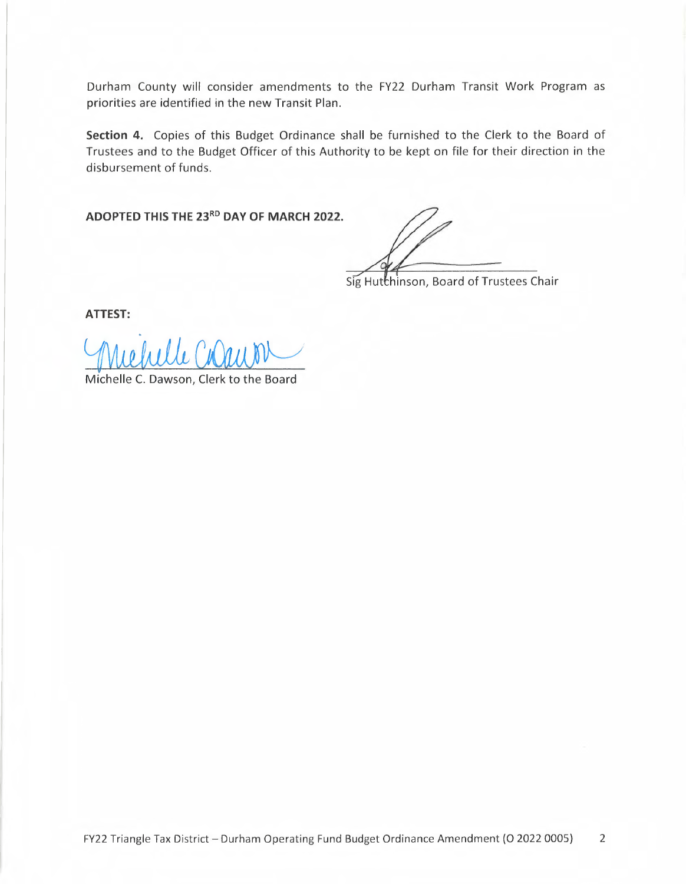Durham County will consider amendments to the FY22 Durham Transit Work Program as priorities are identified in the new Transit Plan.

**Section 4.** Copies of this Budget Ordinance shall be furnished to the Clerk to the Board of Trustees and to the Budget Officer of this Authority to be kept on file for their direction in the disbursement of funds.

**ADOPTED THIS THE 23RD DAY OF MARCH 2022.**

Sig Hutchinson, Board of Trustees Chair

**ATTEST:**

Michelle C. Dawson, Clerk to the Board